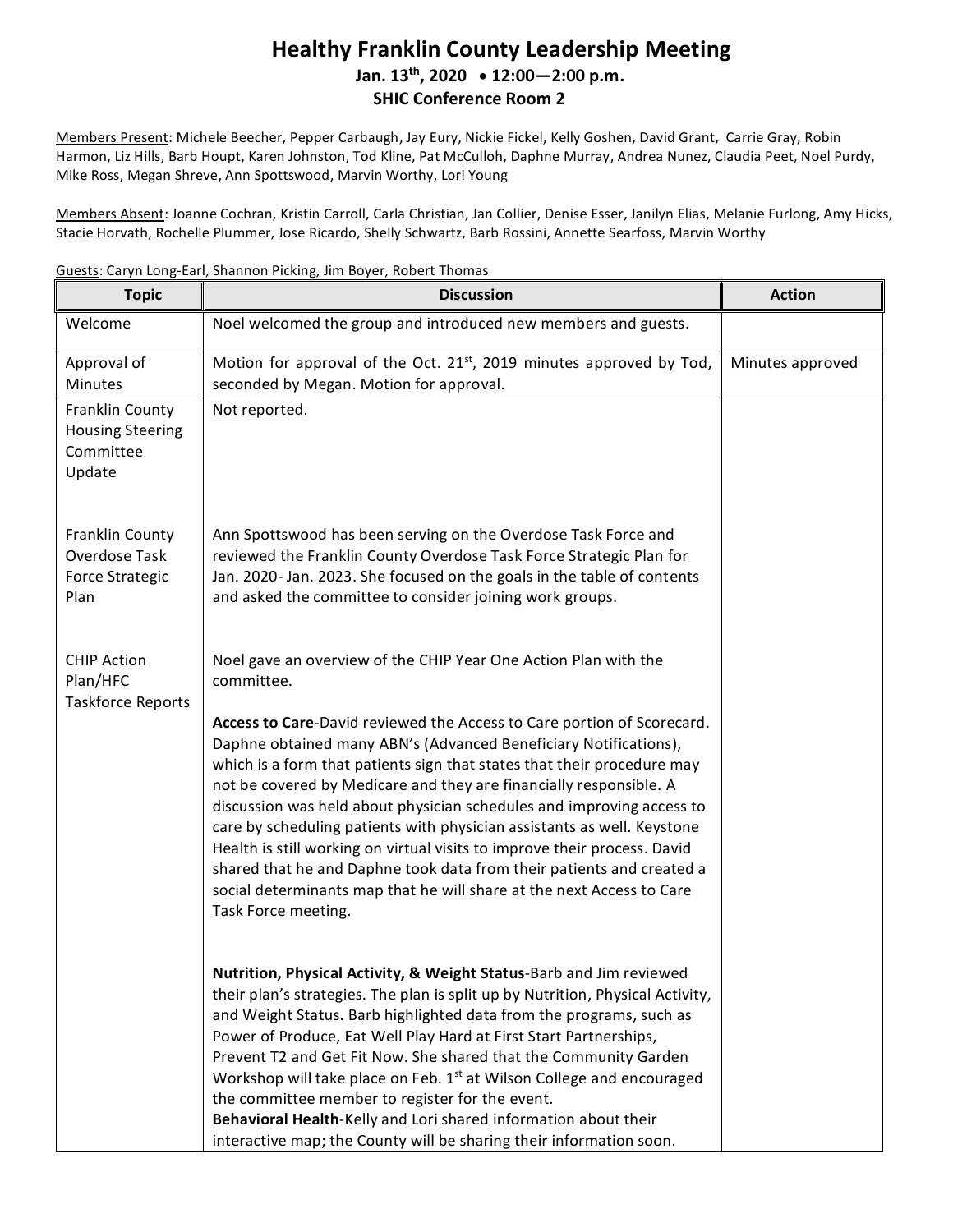# Healthy Franklin County Leadership Meeting

**Jan. 13th, 2020 • 12:00—2:00 p.m.**

**SHIC Conference Room 2**

Members Present: Michele Beecher, Pepper Carbaugh, Jay Eury, Nickie Fickel, Kelly Goshen, David Grant, Carrie Gray, Robin Harmon, Liz Hills, Barb Houpt, Karen Johnston, Tod Kline, Pat McCulloh, Daphne Murray, Andrea Nunez, Claudia Peet, Noel Purdy, Mike Ross, Megan Shreve, Ann Spottswood, Marvin Worthy, Lori Young

Members Absent: Joanne Cochran, Kristin Carroll, Carla Christian, Jan Collier, Denise Esser, Janilyn Elias, Melanie Furlong, Amy Hicks, Stacie Horvath, Rochelle Plummer, Jose Ricardo, Shelly Schwartz, Barb Rossini, Annette Searfoss, Marvin Worthy

Guests: Caryn Long-Earl, Shannon Picking, Jim Boyer, Robert Thomas

| Topic | Discussion | Action |
|---|---|---|
| Welcome | Noel welcomed the group and introduced new members and guests. | |
| Approval of Minutes | Motion for approval of the Oct. 21st, 2019 minutes approved by Tod, seconded by Megan. Motion for approval. | Minutes approved |
| Franklin County Housing Steering Committee Update | Not reported. | |
| Franklin County Overdose Task Force Strategic Plan | Ann Spottswood has been serving on the Overdose Task Force and reviewed the Franklin County Overdose Task Force Strategic Plan for Jan. 2020- Jan. 2023. She focused on the goals in the table of contents and asked the committee to consider joining work groups. | |
| CHIP Action Plan/HFC Taskforce Reports | Noel gave an overview of the CHIP Year One Action Plan with the committee.<br><br>**Access to Care**-David reviewed the Access to Care portion of Scorecard. Daphne obtained many ABN's (Advanced Beneficiary Notifications), which is a form that patients sign that states that their procedure may not be covered by Medicare and they are financially responsible. A discussion was held about physician schedules and improving access to care by scheduling patients with physician assistants as well. Keystone Health is still working on virtual visits to improve their process. David shared that he and Daphne took data from their patients and created a social determinants map that he will share at the next Access to Care Task Force meeting.<br><br>**Nutrition, Physical Activity, & Weight Status**-Barb and Jim reviewed their plan's strategies. The plan is split up by Nutrition, Physical Activity, and Weight Status. Barb highlighted data from the programs, such as Power of Produce, Eat Well Play Hard at First Start Partnerships, Prevent T2 and Get Fit Now. She shared that the Community Garden Workshop will take place on Feb. 1st at Wilson College and encouraged the committee member to register for the event.<br>**Behavioral Health**-Kelly and Lori shared information about their interactive map; the County will be sharing their information soon. | |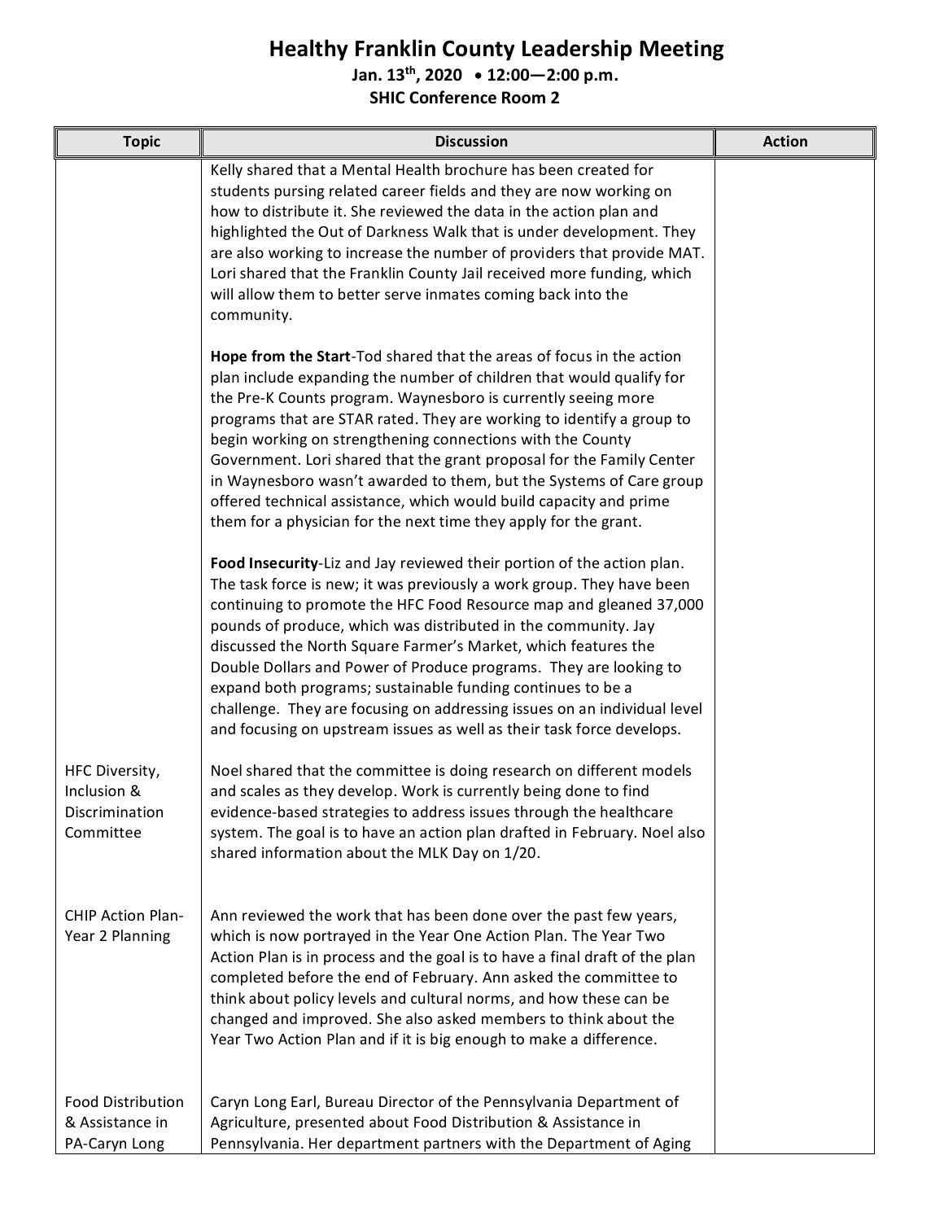# Healthy Franklin County Leadership Meeting

**Jan. 13th, 2020 • 12:00—2:00 p.m.**

**SHIC Conference Room 2**

| Topic | Discussion | Action |
|---|---|---|
| | Kelly shared that a Mental Health brochure has been created for students pursing related career fields and they are now working on how to distribute it. She reviewed the data in the action plan and highlighted the Out of Darkness Walk that is under development. They are also working to increase the number of providers that provide MAT. Lori shared that the Franklin County Jail received more funding, which will allow them to better serve inmates coming back into the community.<br><br>**Hope from the Start**-Tod shared that the areas of focus in the action plan include expanding the number of children that would qualify for the Pre-K Counts program. Waynesboro is currently seeing more programs that are STAR rated. They are working to identify a group to begin working on strengthening connections with the County Government. Lori shared that the grant proposal for the Family Center in Waynesboro wasn't awarded to them, but the Systems of Care group offered technical assistance, which would build capacity and prime them for a physician for the next time they apply for the grant.<br><br>**Food Insecurity**-Liz and Jay reviewed their portion of the action plan. The task force is new; it was previously a work group. They have been continuing to promote the HFC Food Resource map and gleaned 37,000 pounds of produce, which was distributed in the community. Jay discussed the North Square Farmer's Market, which features the Double Dollars and Power of Produce programs. They are looking to expand both programs; sustainable funding continues to be a challenge. They are focusing on addressing issues on an individual level and focusing on upstream issues as well as their task force develops. | |
| HFC Diversity, Inclusion & Discrimination Committee | Noel shared that the committee is doing research on different models and scales as they develop. Work is currently being done to find evidence-based strategies to address issues through the healthcare system. The goal is to have an action plan drafted in February. Noel also shared information about the MLK Day on 1/20. | |
| CHIP Action Plan-Year 2 Planning | Ann reviewed the work that has been done over the past few years, which is now portrayed in the Year One Action Plan. The Year Two Action Plan is in process and the goal is to have a final draft of the plan completed before the end of February. Ann asked the committee to think about policy levels and cultural norms, and how these can be changed and improved. She also asked members to think about the Year Two Action Plan and if it is big enough to make a difference. | |
| Food Distribution & Assistance in PA-Caryn Long | Caryn Long Earl, Bureau Director of the Pennsylvania Department of Agriculture, presented about Food Distribution & Assistance in Pennsylvania. Her department partners with the Department of Aging | |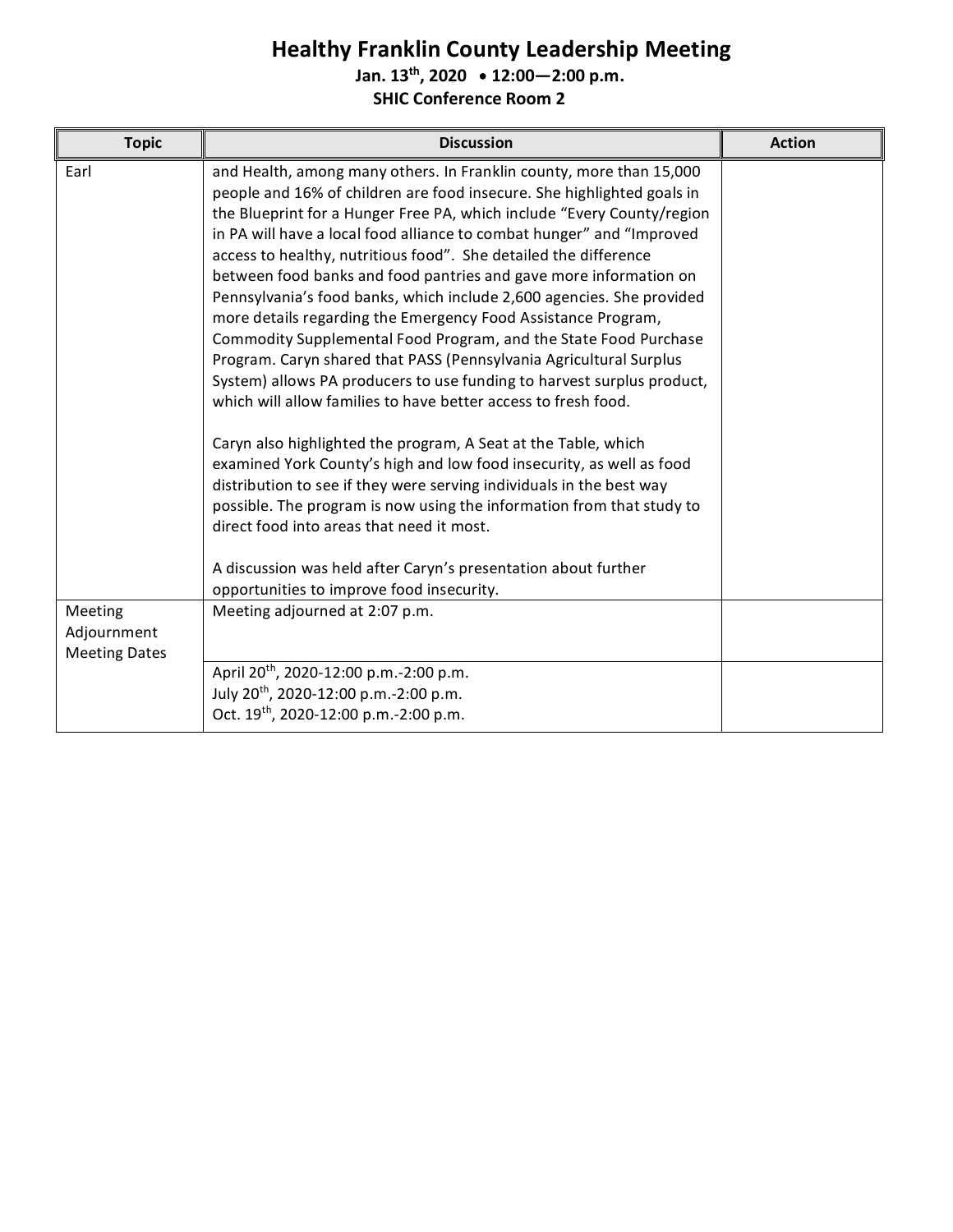# Healthy Franklin County Leadership Meeting

**Jan. 13th, 2020 • 12:00—2:00 p.m.**

**SHIC Conference Room 2**

| Topic | Discussion | Action |
|---|---|---|
| Earl | and Health, among many others. In Franklin county, more than 15,000 people and 16% of children are food insecure. She highlighted goals in the Blueprint for a Hunger Free PA, which include "Every County/region in PA will have a local food alliance to combat hunger" and "Improved access to healthy, nutritious food". She detailed the difference between food banks and food pantries and gave more information on Pennsylvania's food banks, which include 2,600 agencies. She provided more details regarding the Emergency Food Assistance Program, Commodity Supplemental Food Program, and the State Food Purchase Program. Caryn shared that PASS (Pennsylvania Agricultural Surplus System) allows PA producers to use funding to harvest surplus product, which will allow families to have better access to fresh food.<br><br>Caryn also highlighted the program, A Seat at the Table, which examined York County's high and low food insecurity, as well as food distribution to see if they were serving individuals in the best way possible. The program is now using the information from that study to direct food into areas that need it most.<br><br>A discussion was held after Caryn's presentation about further opportunities to improve food insecurity. | |
| Meeting Adjournment | Meeting adjourned at 2:07 p.m. | |
| Meeting Dates | April 20th, 2020-12:00 p.m.-2:00 p.m.<br>July 20th, 2020-12:00 p.m.-2:00 p.m.<br>Oct. 19th, 2020-12:00 p.m.-2:00 p.m. | |